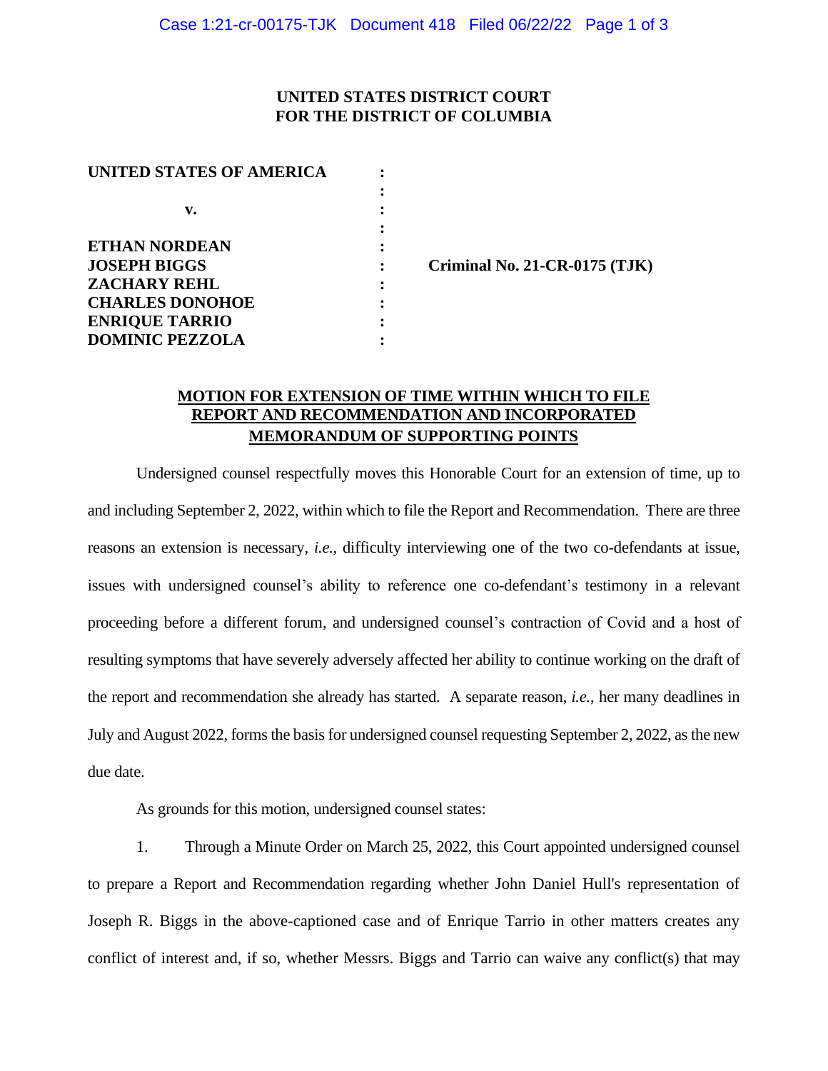**UNITED STATES DISTRICT COURT**
**FOR THE DISTRICT OF COLUMBIA**

| | | |
|---|---|---|
| **UNITED STATES OF AMERICA** | : | |
| | : | |
| **v.** | : | |
| | : | |
| **ETHAN NORDEAN** | : | |
| **JOSEPH BIGGS** | : | **Criminal No. 21-CR-0175 (TJK)** |
| **ZACHARY REHL** | : | |
| **CHARLES DONOHOE** | : | |
| **ENRIQUE TARRIO** | : | |
| **DOMINIC PEZZOLA** | : | |

**MOTION FOR EXTENSION OF TIME WITHIN WHICH TO FILE REPORT AND RECOMMENDATION AND INCORPORATED MEMORANDUM OF SUPPORTING POINTS**

Undersigned counsel respectfully moves this Honorable Court for an extension of time, up to and including September 2, 2022, within which to file the Report and Recommendation. There are three reasons an extension is necessary, *i.e.*, difficulty interviewing one of the two co-defendants at issue, issues with undersigned counsel's ability to reference one co-defendant's testimony in a relevant proceeding before a different forum, and undersigned counsel's contraction of Covid and a host of resulting symptoms that have severely adversely affected her ability to continue working on the draft of the report and recommendation she already has started. A separate reason, *i.e.*, her many deadlines in July and August 2022, forms the basis for undersigned counsel requesting September 2, 2022, as the new due date.

As grounds for this motion, undersigned counsel states:

1. Through a Minute Order on March 25, 2022, this Court appointed undersigned counsel to prepare a Report and Recommendation regarding whether John Daniel Hull's representation of Joseph R. Biggs in the above-captioned case and of Enrique Tarrio in other matters creates any conflict of interest and, if so, whether Messrs. Biggs and Tarrio can waive any conflict(s) that may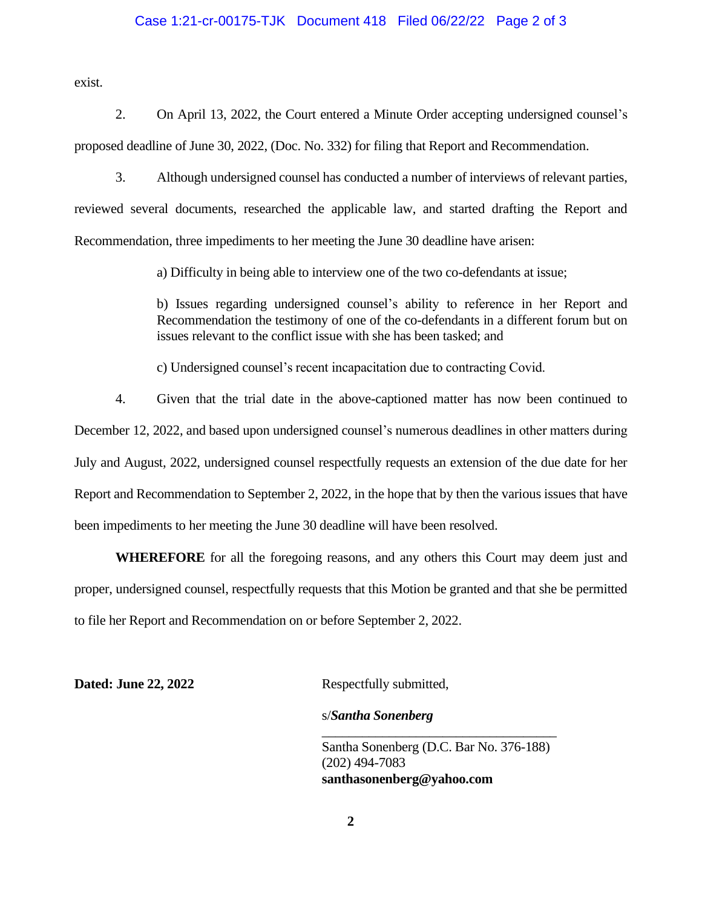exist.

2. On April 13, 2022, the Court entered a Minute Order accepting undersigned counsel's proposed deadline of June 30, 2022, (Doc. No. 332) for filing that Report and Recommendation.

3. Although undersigned counsel has conducted a number of interviews of relevant parties, reviewed several documents, researched the applicable law, and started drafting the Report and Recommendation, three impediments to her meeting the June 30 deadline have arisen:

> a) Difficulty in being able to interview one of the two co-defendants at issue;
>
> b) Issues regarding undersigned counsel's ability to reference in her Report and Recommendation the testimony of one of the co-defendants in a different forum but on issues relevant to the conflict issue with she has been tasked; and
>
> c) Undersigned counsel's recent incapacitation due to contracting Covid.

4. Given that the trial date in the above-captioned matter has now been continued to December 12, 2022, and based upon undersigned counsel's numerous deadlines in other matters during July and August, 2022, undersigned counsel respectfully requests an extension of the due date for her Report and Recommendation to September 2, 2022, in the hope that by then the various issues that have been impediments to her meeting the June 30 deadline will have been resolved.

**WHEREFORE** for all the foregoing reasons, and any others this Court may deem just and proper, undersigned counsel, respectfully requests that this Motion be granted and that she be permitted to file her Report and Recommendation on or before September 2, 2022.

**Dated: June 22, 2022**

Respectfully submitted,

s/***Santha Sonenberg***
\_\_\_\_\_\_\_\_\_\_\_\_\_\_\_\_\_\_\_\_\_\_\_\_\_\_\_\_\_\_\_\_\_\_
Santha Sonenberg (D.C. Bar No. 376-188)
(202) 494-7083
**santhasonenberg@yahoo.com**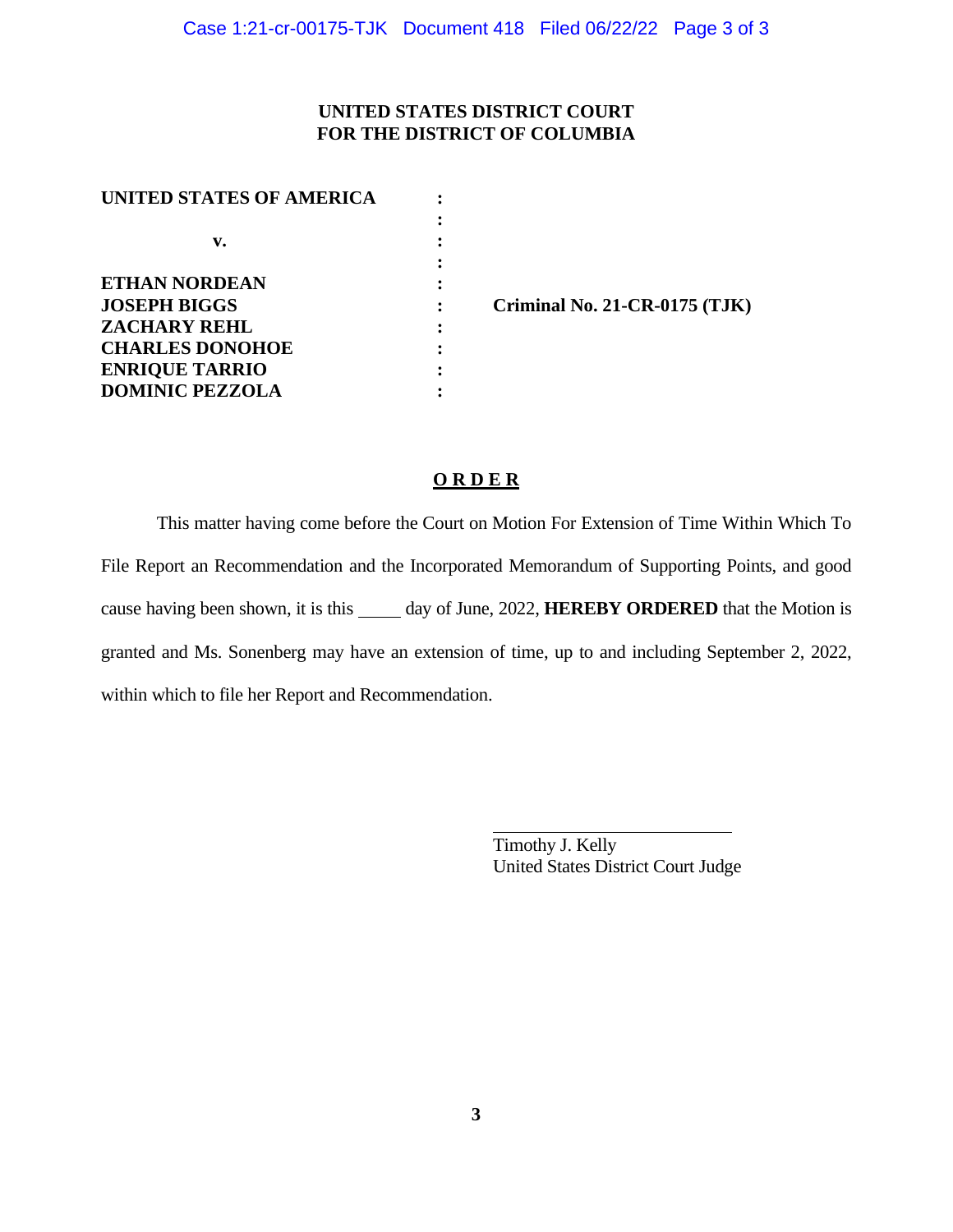**UNITED STATES DISTRICT COURT**
**FOR THE DISTRICT OF COLUMBIA**

| | | |
|---|---|---|
| **UNITED STATES OF AMERICA** | : | |
| | : | |
| **v.** | : | |
| | : | |
| **ETHAN NORDEAN** | : | |
| **JOSEPH BIGGS** | : | **Criminal No. 21-CR-0175 (TJK)** |
| **ZACHARY REHL** | : | |
| **CHARLES DONOHOE** | : | |
| **ENRIQUE TARRIO** | : | |
| **DOMINIC PEZZOLA** | : | |

**O R D E R**

This matter having come before the Court on Motion For Extension of Time Within Which To File Report an Recommendation and the Incorporated Memorandum of Supporting Points, and good cause having been shown, it is this _____ day of June, 2022, **HEREBY ORDERED** that the Motion is granted and Ms. Sonenberg may have an extension of time, up to and including September 2, 2022, within which to file her Report and Recommendation.

\_\_\_\_\_\_\_\_\_\_\_\_\_\_\_\_\_\_\_\_\_\_\_\_\_\_\_\_\_\_

Timothy J. Kelly
United States District Court Judge